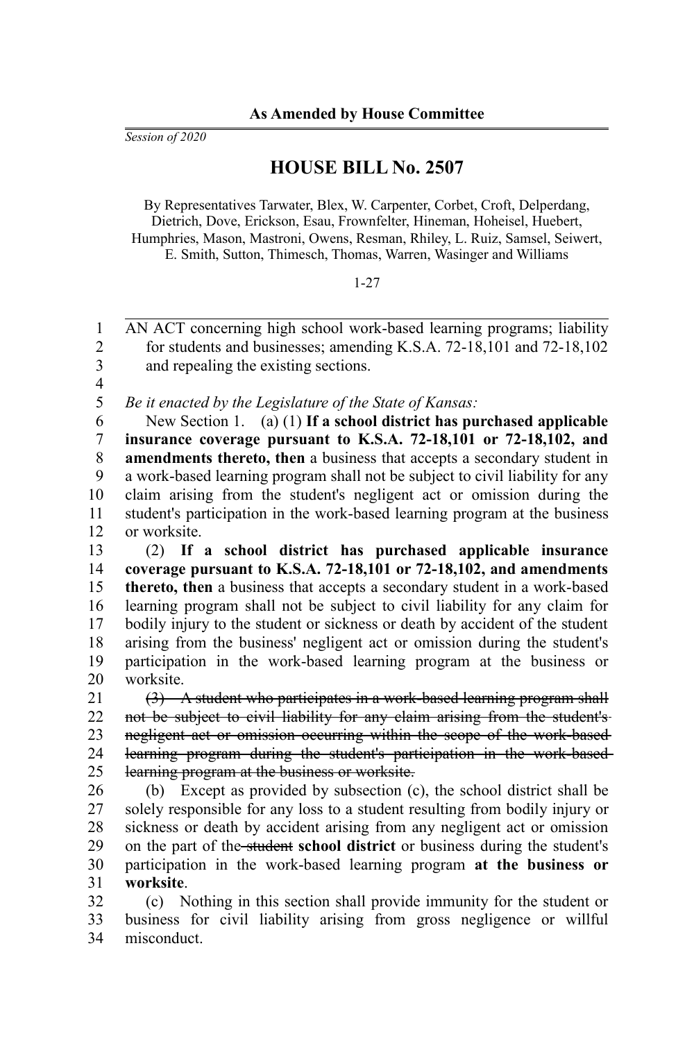**As Amended by House Committee**

*Session of 2020*

# HOUSE BILL No. 2507

By Representatives Tarwater, Blex, W. Carpenter, Corbet, Croft, Delperdang, Dietrich, Dove, Erickson, Esau, Frownfelter, Hineman, Hoheisel, Huebert, Humphries, Mason, Mastroni, Owens, Resman, Rhiley, L. Ruiz, Samsel, Seiwert, E. Smith, Sutton, Thimesch, Thomas, Warren, Wasinger and Williams

1-27

AN ACT concerning high school work-based learning programs; liability for students and businesses; amending K.S.A. 72-18,101 and 72-18,102 and repealing the existing sections.

*Be it enacted by the Legislature of the State of Kansas:*

New Section 1. (a) (1) **If a school district has purchased applicable insurance coverage pursuant to K.S.A. 72-18,101 or 72-18,102, and amendments thereto, then** a business that accepts a secondary student in a work-based learning program shall not be subject to civil liability for any claim arising from the student's negligent act or omission during the student's participation in the work-based learning program at the business or worksite.

(2) **If a school district has purchased applicable insurance coverage pursuant to K.S.A. 72-18,101 or 72-18,102, and amendments thereto, then** a business that accepts a secondary student in a work-based learning program shall not be subject to civil liability for any claim for bodily injury to the student or sickness or death by accident of the student arising from the business' negligent act or omission during the student's participation in the work-based learning program at the business or worksite.

~~(3) A student who participates in a work-based learning program shall not be subject to civil liability for any claim arising from the student's negligent act or omission occurring within the scope of the work-based learning program during the student's participation in the work-based learning program at the business or worksite.~~

(b) Except as provided by subsection (c), the school district shall be solely responsible for any loss to a student resulting from bodily injury or sickness or death by accident arising from any negligent act or omission on the part of the ~~student~~ **school district** or business during the student's participation in the work-based learning program **at the business or worksite**.

(c) Nothing in this section shall provide immunity for the student or business for civil liability arising from gross negligence or willful misconduct.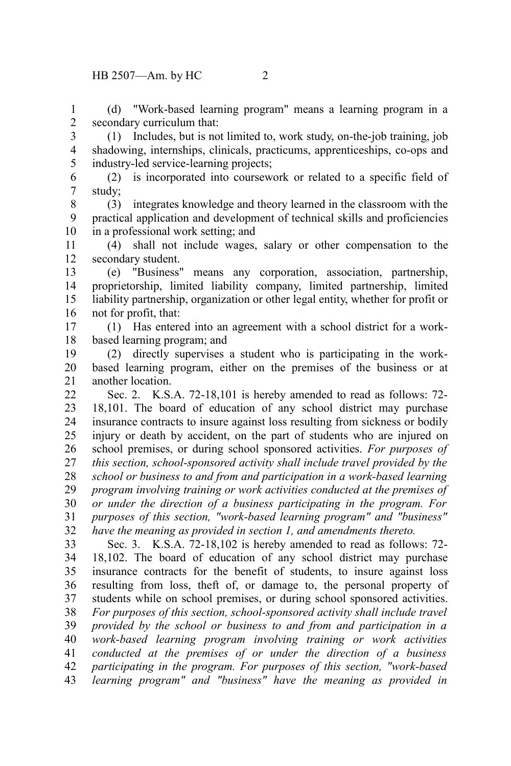(d) "Work-based learning program" means a learning program in a secondary curriculum that:

(1) Includes, but is not limited to, work study, on-the-job training, job shadowing, internships, clinicals, practicums, apprenticeships, co-ops and industry-led service-learning projects;

(2) is incorporated into coursework or related to a specific field of study;

(3) integrates knowledge and theory learned in the classroom with the practical application and development of technical skills and proficiencies in a professional work setting; and

(4) shall not include wages, salary or other compensation to the secondary student.

(e) "Business" means any corporation, association, partnership, proprietorship, limited liability company, limited partnership, limited liability partnership, organization or other legal entity, whether for profit or not for profit, that:

(1) Has entered into an agreement with a school district for a work-based learning program; and

(2) directly supervises a student who is participating in the work-based learning program, either on the premises of the business or at another location.

Sec. 2. K.S.A. 72-18,101 is hereby amended to read as follows: 72-18,101. The board of education of any school district may purchase insurance contracts to insure against loss resulting from sickness or bodily injury or death by accident, on the part of students who are injured on school premises, or during school sponsored activities. *For purposes of this section, school-sponsored activity shall include travel provided by the school or business to and from and participation in a work-based learning program involving training or work activities conducted at the premises of or under the direction of a business participating in the program. For purposes of this section, "work-based learning program" and "business" have the meaning as provided in section 1, and amendments thereto.*

Sec. 3. K.S.A. 72-18,102 is hereby amended to read as follows: 72-18,102. The board of education of any school district may purchase insurance contracts for the benefit of students, to insure against loss resulting from loss, theft of, or damage to, the personal property of students while on school premises, or during school sponsored activities. *For purposes of this section, school-sponsored activity shall include travel provided by the school or business to and from and participation in a work-based learning program involving training or work activities conducted at the premises of or under the direction of a business participating in the program. For purposes of this section, "work-based learning program" and "business" have the meaning as provided in*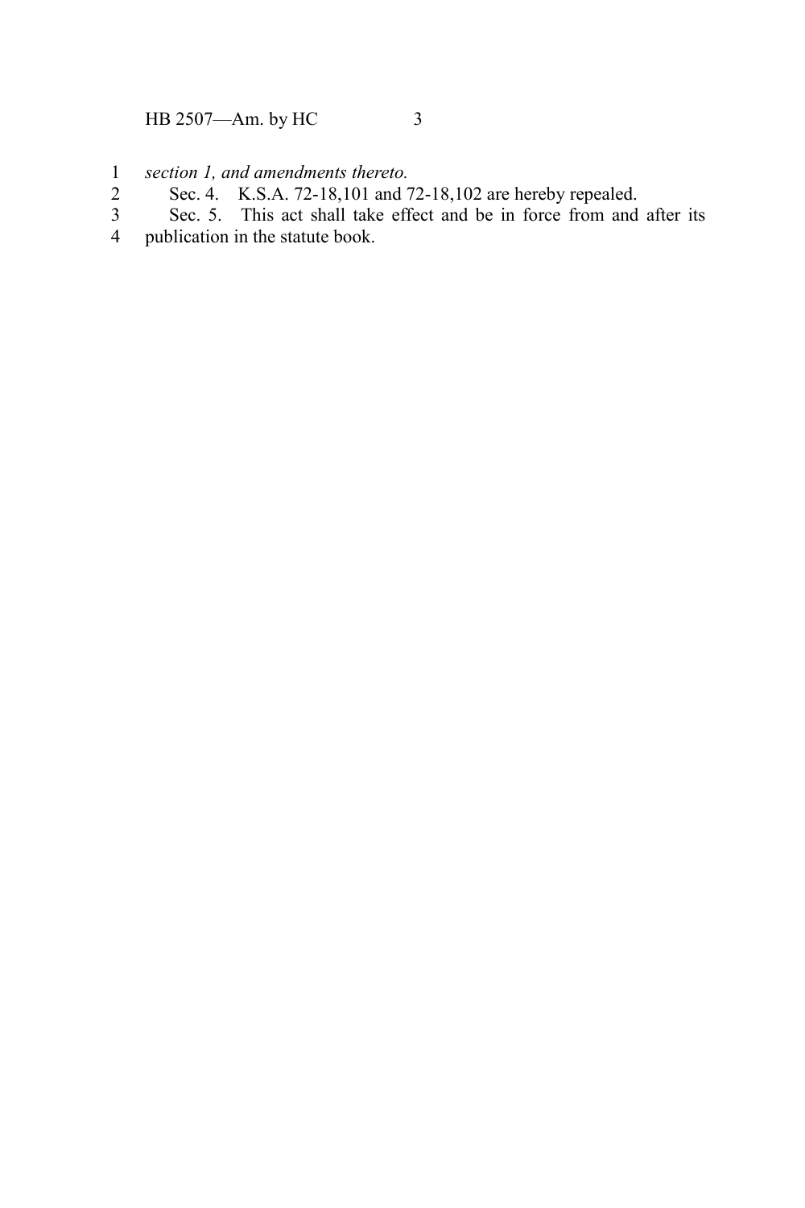*section 1, and amendments thereto.*

Sec. 4. K.S.A. 72-18,101 and 72-18,102 are hereby repealed.

Sec. 5. This act shall take effect and be in force from and after its publication in the statute book.